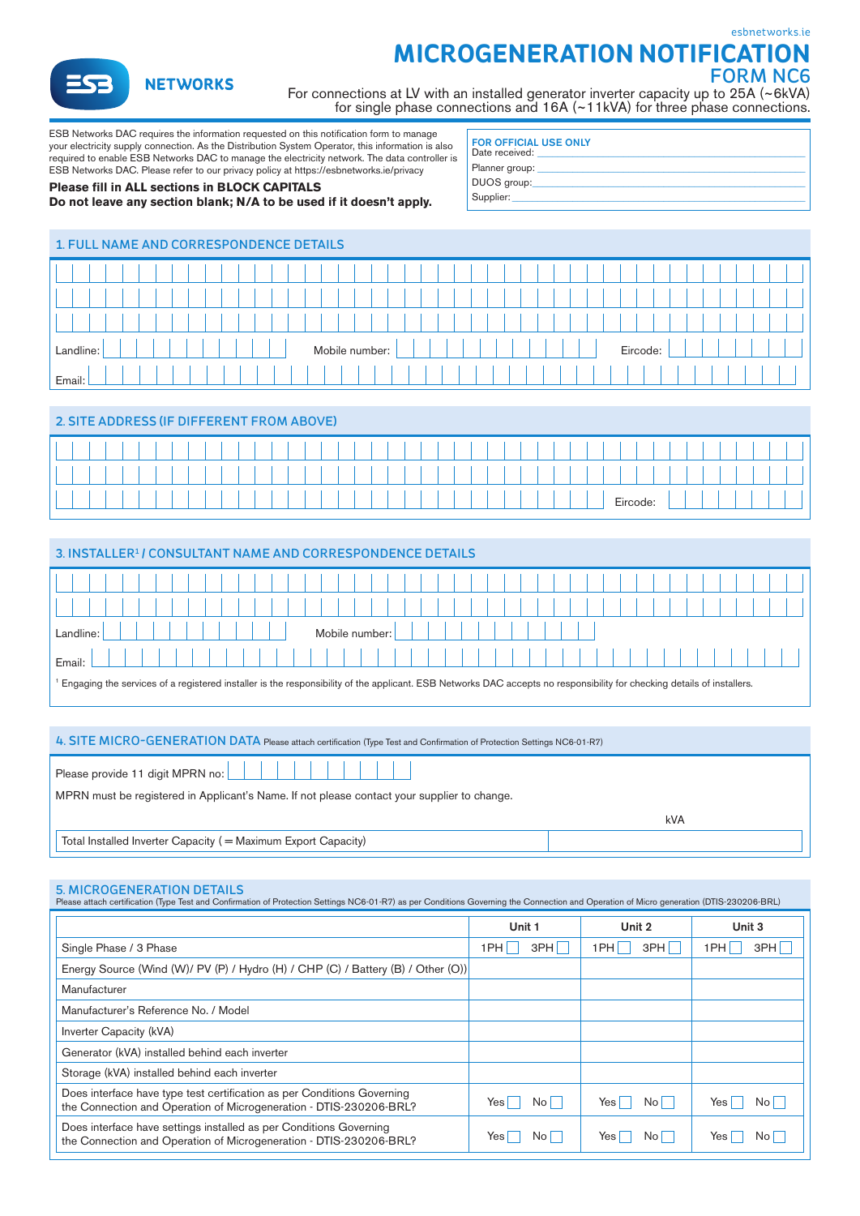esbnetworks.ie

ESB NETWORKS

# MICROGENERATION NOTIFICATION
## FORM NC6

For connections at LV with an installed generator inverter capacity up to 25A (~6kVA) for single phase connections and 16A (~11kVA) for three phase connections.

ESB Networks DAC requires the information requested on this notification form to manage your electricity supply connection. As the Distribution System Operator, this information is also required to enable ESB Networks DAC to manage the electricity network. The data controller is ESB Networks DAC. Please refer to our privacy policy at https://esbnetworks.ie/privacy

**Please fill in ALL sections in BLOCK CAPITALS**
**Do not leave any section blank; N/A to be used if it doesn't apply.**

**FOR OFFICIAL USE ONLY**
Date received:
Planner group:
DUOS group:
Supplier:

## 1. FULL NAME AND CORRESPONDENCE DETAILS

Landline: Mobile number: Eircode:

Email:

## 2. SITE ADDRESS (IF DIFFERENT FROM ABOVE)

Eircode:

## 3. INSTALLER[1] / CONSULTANT NAME AND CORRESPONDENCE DETAILS

Landline: Mobile number:

Email:

[1] Engaging the services of a registered installer is the responsibility of the applicant. ESB Networks DAC accepts no responsibility for checking details of installers.

## 4. SITE MICRO-GENERATION DATA
Please attach certification (Type Test and Confirmation of Protection Settings NC6-01-R7)

Please provide 11 digit MPRN no:

MPRN must be registered in Applicant's Name. If not please contact your supplier to change.

| | kVA |
|---|---|
| Total Installed Inverter Capacity (= Maximum Export Capacity) | |

## 5. MICROGENERATION DETAILS
Please attach certification (Type Test and Confirmation of Protection Settings NC6-01-R7) as per Conditions Governing the Connection and Operation of Micro generation (DTIS-230206-BRL)

| | Unit 1 | Unit 2 | Unit 3 |
|---|---|---|---|
| Single Phase / 3 Phase | 1PH ☐ 3PH ☐ | 1PH ☐ 3PH ☐ | 1PH ☐ 3PH ☐ |
| Energy Source (Wind (W)/ PV (P) / Hydro (H) / CHP (C) / Battery (B) / Other (O)) | | | |
| Manufacturer | | | |
| Manufacturer's Reference No. / Model | | | |
| Inverter Capacity (kVA) | | | |
| Generator (kVA) installed behind each inverter | | | |
| Storage (kVA) installed behind each inverter | | | |
| Does interface have type test certification as per Conditions Governing the Connection and Operation of Microgeneration - DTIS-230206-BRL? | Yes ☐ No ☐ | Yes ☐ No ☐ | Yes ☐ No ☐ |
| Does interface have settings installed as per Conditions Governing the Connection and Operation of Microgeneration - DTIS-230206-BRL? | Yes ☐ No ☐ | Yes ☐ No ☐ | Yes ☐ No ☐ |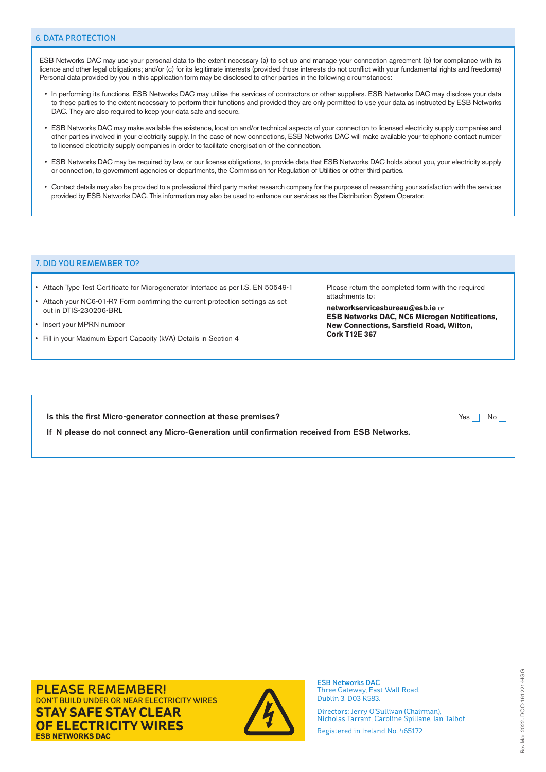## 6. DATA PROTECTION

ESB Networks DAC may use your personal data to the extent necessary (a) to set up and manage your connection agreement (b) for compliance with its licence and other legal obligations; and/or (c) for its legitimate interests (provided those interests do not conflict with your fundamental rights and freedoms) Personal data provided by you in this application form may be disclosed to other parties in the following circumstances:

- In performing its functions, ESB Networks DAC may utilise the services of contractors or other suppliers. ESB Networks DAC may disclose your data to these parties to the extent necessary to perform their functions and provided they are only permitted to use your data as instructed by ESB Networks DAC. They are also required to keep your data safe and secure.
- ESB Networks DAC may make available the existence, location and/or technical aspects of your connection to licensed electricity supply companies and other parties involved in your electricity supply. In the case of new connections, ESB Networks DAC will make available your telephone contact number to licensed electricity supply companies in order to facilitate energisation of the connection.
- ESB Networks DAC may be required by law, or our license obligations, to provide data that ESB Networks DAC holds about you, your electricity supply or connection, to government agencies or departments, the Commission for Regulation of Utilities or other third parties.
- Contact details may also be provided to a professional third party market research company for the purposes of researching your satisfaction with the services provided by ESB Networks DAC. This information may also be used to enhance our services as the Distribution System Operator.

## 7. DID YOU REMEMBER TO?

- Attach Type Test Certificate for Microgenerator Interface as per I.S. EN 50549-1
- Attach your NC6-01-R7 Form confirming the current protection settings as set out in DTIS-230206-BRL
- Insert your MPRN number
- Fill in your Maximum Export Capacity (kVA) Details in Section 4

Please return the completed form with the required attachments to:

**networkservicesbureau@esb.ie** or
**ESB Networks DAC, NC6 Microgen Notifications, New Connections, Sarsfield Road, Wilton, Cork T12E 367**

**Is this the first Micro-generator connection at these premises?** Yes ☐ No ☐

**If N please do not connect any Micro-Generation until confirmation received from ESB Networks.**

PLEASE REMEMBER!
DON'T BUILD UNDER OR NEAR ELECTRICITY WIRES
**STAY SAFE STAY CLEAR OF ELECTRICITY WIRES**
**ESB NETWORKS DAC**

**ESB Networks DAC**
Three Gateway, East Wall Road,
Dublin 3. D03 R583.

Directors: Jerry O'Sullivan (Chairman), Nicholas Tarrant, Caroline Spillane, Ian Talbot.

Registered in Ireland No. 465172

Rev Mar 2022. DOC-161221-HGG